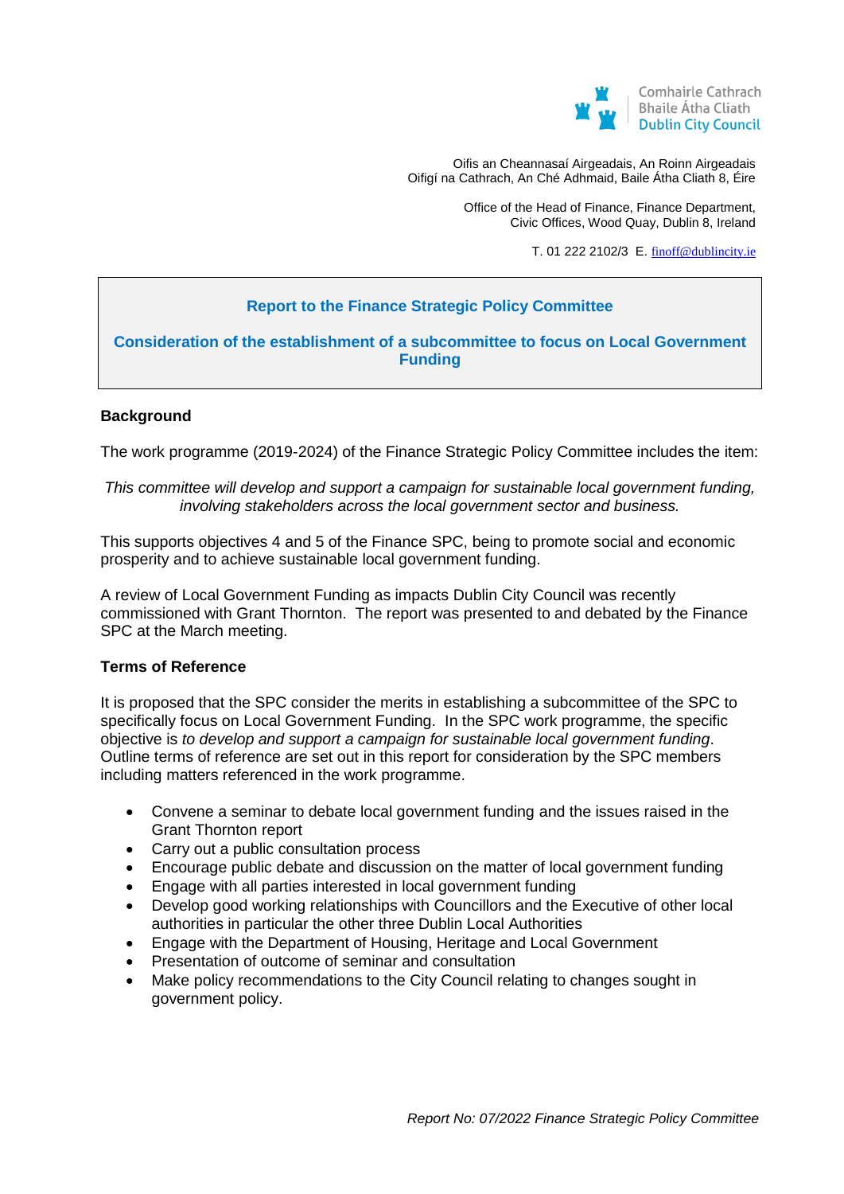Comhairle Cathrach
Bhaile Átha Cliath
Dublin City Council

Oifis an Cheannasaí Airgeadais, An Roinn Airgeadais
Oifigí na Cathrach, An Ché Adhmaid, Baile Átha Cliath 8, Éire

Office of the Head of Finance, Finance Department,
Civic Offices, Wood Quay, Dublin 8, Ireland

T. 01 222 2102/3 E. finoff@dublincity.ie

## Report to the Finance Strategic Policy Committee

## Consideration of the establishment of a subcommittee to focus on Local Government Funding

### Background

The work programme (2019-2024) of the Finance Strategic Policy Committee includes the item:

*This committee will develop and support a campaign for sustainable local government funding, involving stakeholders across the local government sector and business.*

This supports objectives 4 and 5 of the Finance SPC, being to promote social and economic prosperity and to achieve sustainable local government funding.

A review of Local Government Funding as impacts Dublin City Council was recently commissioned with Grant Thornton. The report was presented to and debated by the Finance SPC at the March meeting.

### Terms of Reference

It is proposed that the SPC consider the merits in establishing a subcommittee of the SPC to specifically focus on Local Government Funding. In the SPC work programme, the specific objective is *to develop and support a campaign for sustainable local government funding*. Outline terms of reference are set out in this report for consideration by the SPC members including matters referenced in the work programme.

- Convene a seminar to debate local government funding and the issues raised in the Grant Thornton report
- Carry out a public consultation process
- Encourage public debate and discussion on the matter of local government funding
- Engage with all parties interested in local government funding
- Develop good working relationships with Councillors and the Executive of other local authorities in particular the other three Dublin Local Authorities
- Engage with the Department of Housing, Heritage and Local Government
- Presentation of outcome of seminar and consultation
- Make policy recommendations to the City Council relating to changes sought in government policy.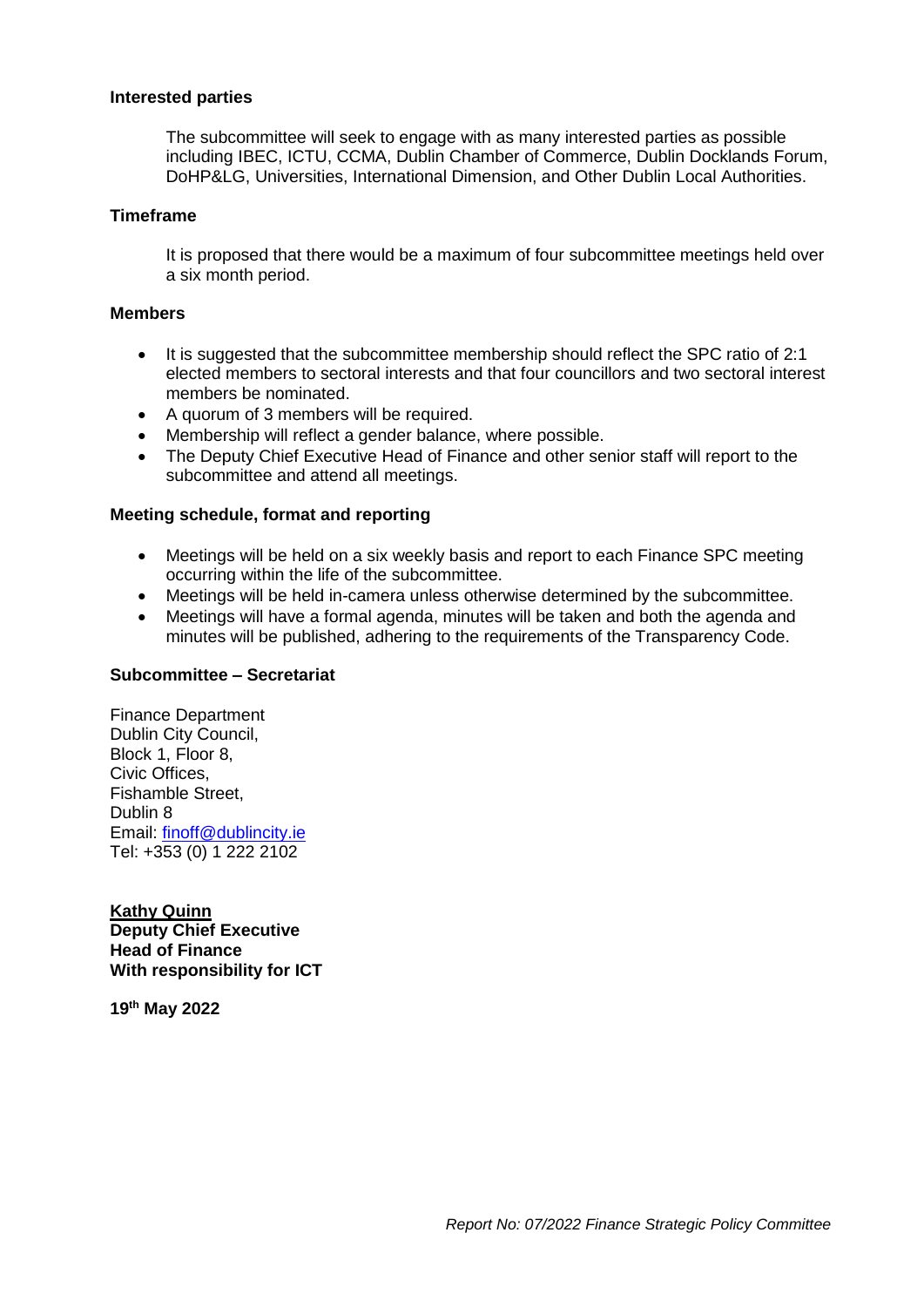**Interested parties**

The subcommittee will seek to engage with as many interested parties as possible including IBEC, ICTU, CCMA, Dublin Chamber of Commerce, Dublin Docklands Forum, DoHP&LG, Universities, International Dimension, and Other Dublin Local Authorities.

**Timeframe**

It is proposed that there would be a maximum of four subcommittee meetings held over a six month period.

**Members**

- It is suggested that the subcommittee membership should reflect the SPC ratio of 2:1 elected members to sectoral interests and that four councillors and two sectoral interest members be nominated.
- A quorum of 3 members will be required.
- Membership will reflect a gender balance, where possible.
- The Deputy Chief Executive Head of Finance and other senior staff will report to the subcommittee and attend all meetings.

**Meeting schedule, format and reporting**

- Meetings will be held on a six weekly basis and report to each Finance SPC meeting occurring within the life of the subcommittee.
- Meetings will be held in-camera unless otherwise determined by the subcommittee.
- Meetings will have a formal agenda, minutes will be taken and both the agenda and minutes will be published, adhering to the requirements of the Transparency Code.

**Subcommittee – Secretariat**

Finance Department
Dublin City Council,
Block 1, Floor 8,
Civic Offices,
Fishamble Street,
Dublin 8
Email: finoff@dublincity.ie
Tel: +353 (0) 1 222 2102

**Kathy Quinn**
**Deputy Chief Executive**
**Head of Finance**
**With responsibility for ICT**

**19th May 2022**

*Report No: 07/2022 Finance Strategic Policy Committee*